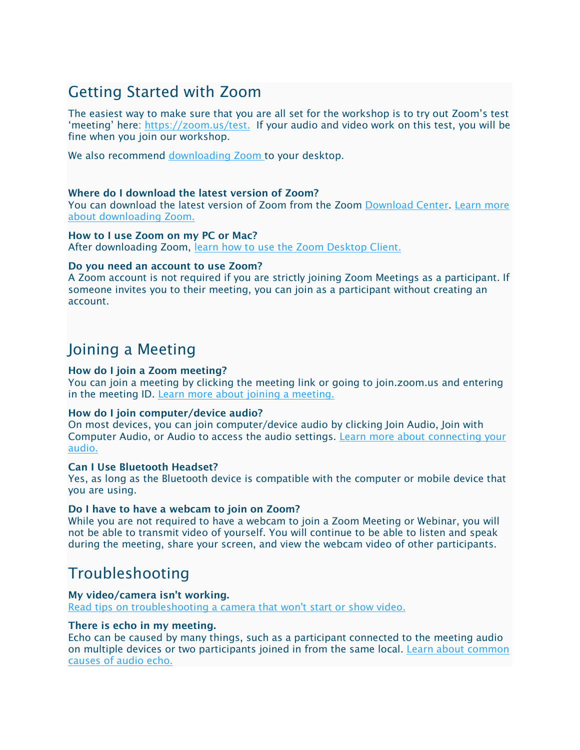## Getting Started with Zoom

The easiest way to make sure that you are all set for the workshop is to try out Zoom's test 'meeting' here: https://zoom.us/test. If your audio and video work on this test, you will be fine when you join our workshop.

We also recommend downloading Zoom to your desktop.

**Where do I download the latest version of Zoom?**
You can download the latest version of Zoom from the Zoom Download Center. Learn more about downloading Zoom.

**How to I use Zoom on my PC or Mac?**
After downloading Zoom, learn how to use the Zoom Desktop Client.

**Do you need an account to use Zoom?**
A Zoom account is not required if you are strictly joining Zoom Meetings as a participant. If someone invites you to their meeting, you can join as a participant without creating an account.

## Joining a Meeting

**How do I join a Zoom meeting?**
You can join a meeting by clicking the meeting link or going to join.zoom.us and entering in the meeting ID. Learn more about joining a meeting.

**How do I join computer/device audio?**
On most devices, you can join computer/device audio by clicking Join Audio, Join with Computer Audio, or Audio to access the audio settings. Learn more about connecting your audio.

**Can I Use Bluetooth Headset?**
Yes, as long as the Bluetooth device is compatible with the computer or mobile device that you are using.

**Do I have to have a webcam to join on Zoom?**
While you are not required to have a webcam to join a Zoom Meeting or Webinar, you will not be able to transmit video of yourself. You will continue to be able to listen and speak during the meeting, share your screen, and view the webcam video of other participants.

## Troubleshooting

**My video/camera isn't working.**
Read tips on troubleshooting a camera that won't start or show video.

**There is echo in my meeting.**
Echo can be caused by many things, such as a participant connected to the meeting audio on multiple devices or two participants joined in from the same local. Learn about common causes of audio echo.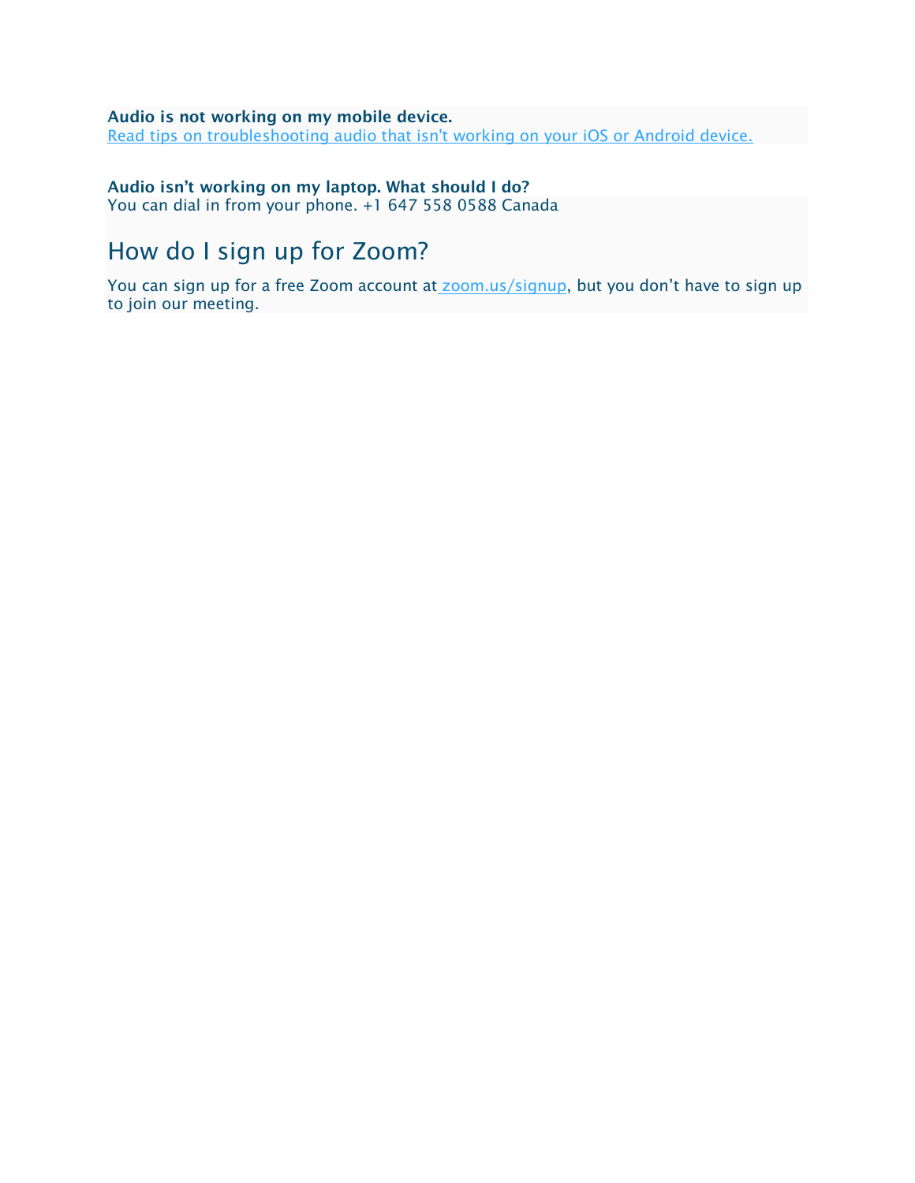**Audio is not working on my mobile device.**
[Read tips on troubleshooting audio that isn't working on your iOS or Android device.]

**Audio isn't working on my laptop. What should I do?**
You can dial in from your phone. +1 647 558 0588 Canada

## How do I sign up for Zoom?

You can sign up for a free Zoom account at zoom.us/signup, but you don't have to sign up to join our meeting.